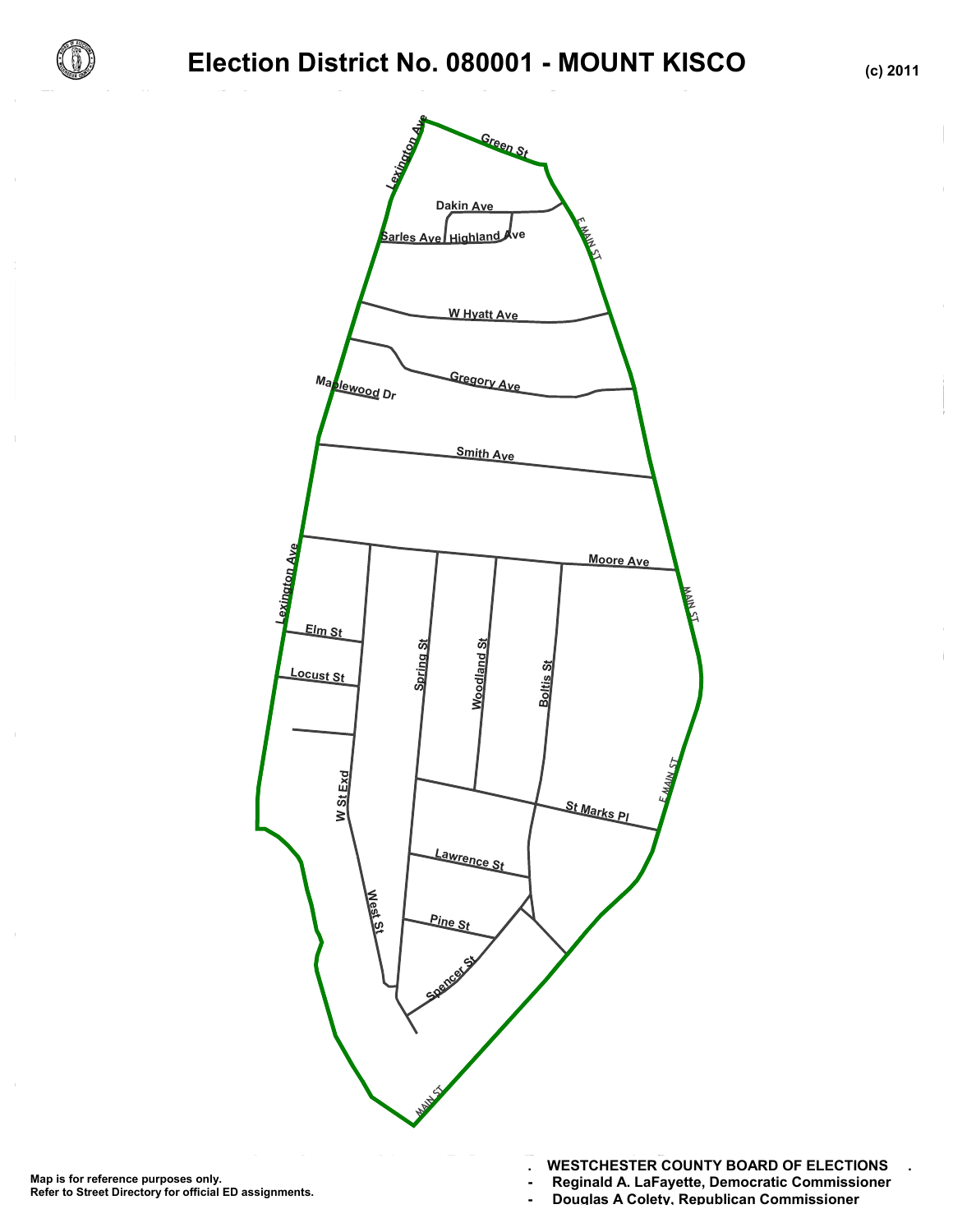# Election District No. 080001 - MOUNT KISCO

(c) 2011

Lexington Ave
Green St
Dakin Ave
E MAIN ST
Sarles Ave
Highland Ave
W Hyatt Ave
Gregory Ave
Maplewood Dr
Smith Ave
Moore Ave
Lexington Ave
MAIN ST
Elm St
Locust St
Spring St
Woodland St
Boltis St
E MAIN ST
W St Exd
St Marks Pl
Lawrence St
West St
Pine St
Spencer St
MAIN ST

Map is for reference purposes only.
Refer to Street Directory for official ED assignments.

**WESTCHESTER COUNTY BOARD OF ELECTIONS**
- **Reginald A. LaFayette, Democratic Commissioner**
- **Douglas A Colety, Republican Commissioner**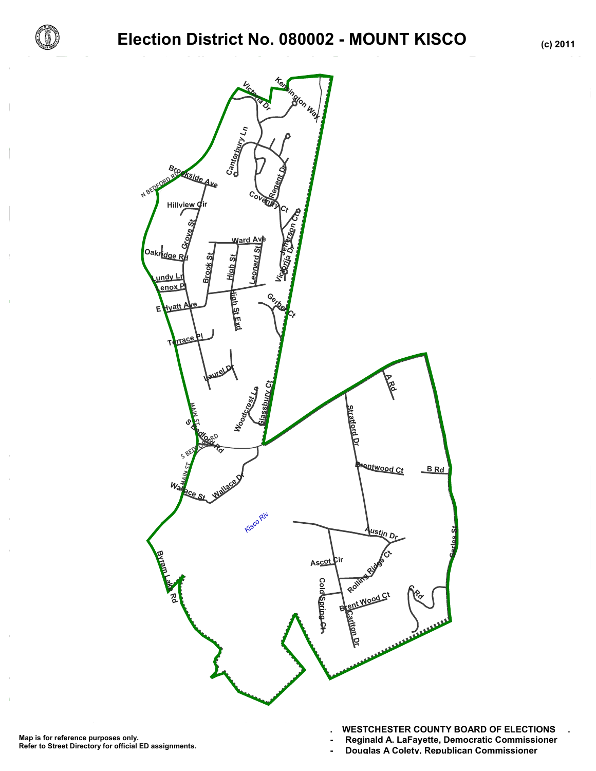# Election District No. 080002 - MOUNT KISCO

(c) 2011

Map is for reference purposes only.
Refer to Street Directory for official ED assignments.

**WESTCHESTER COUNTY BOARD OF ELECTIONS**

- **Reginald A. LaFayette, Democratic Commissioner**
- **Douglas A Colety, Republican Commissioner**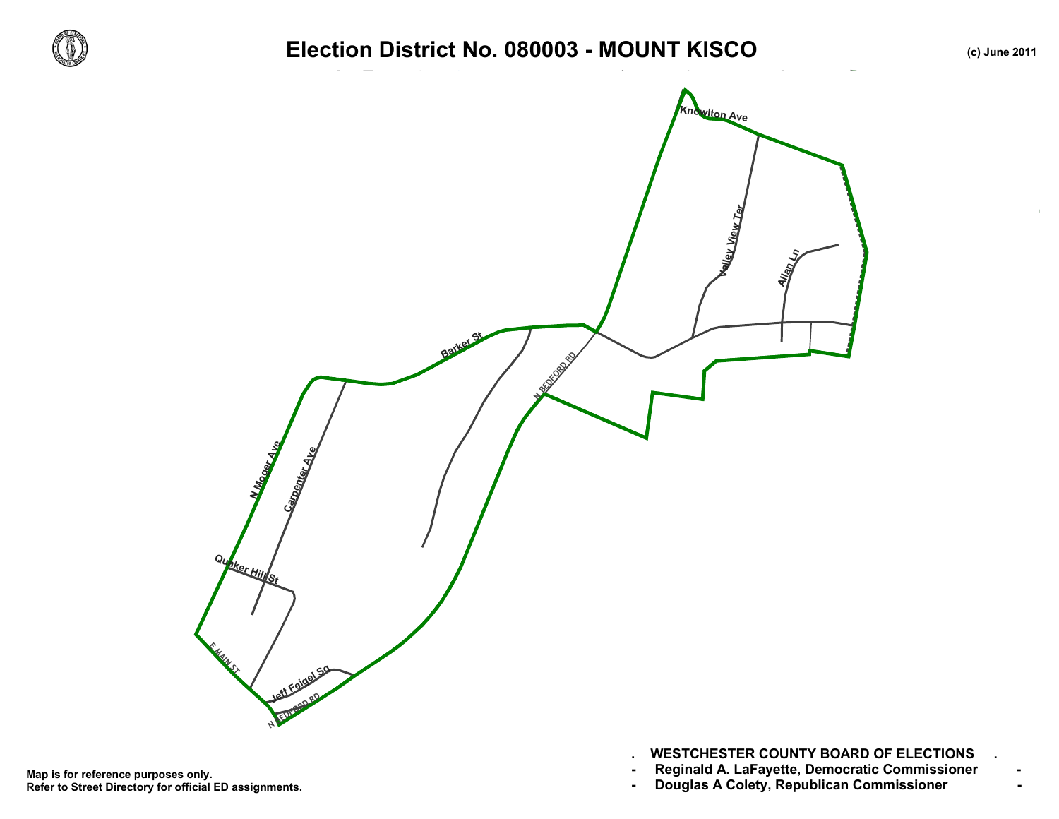# Election District No. 080003 - MOUNT KISCO

(c) June 2011

Knowlton Ave

Valley View Ter

Allan Ln

Barker St

N BEDFORD RD

N Moger Ave

Carpenter Ave

Quaker Hill St

E MAIN ST

Jeff Feigel Sq

N BEDFORD RD

Map is for reference purposes only.
Refer to Street Directory for official ED assignments.

**WESTCHESTER COUNTY BOARD OF ELECTIONS**
- **Reginald A. LaFayette, Democratic Commissioner**
- **Douglas A Colety, Republican Commissioner**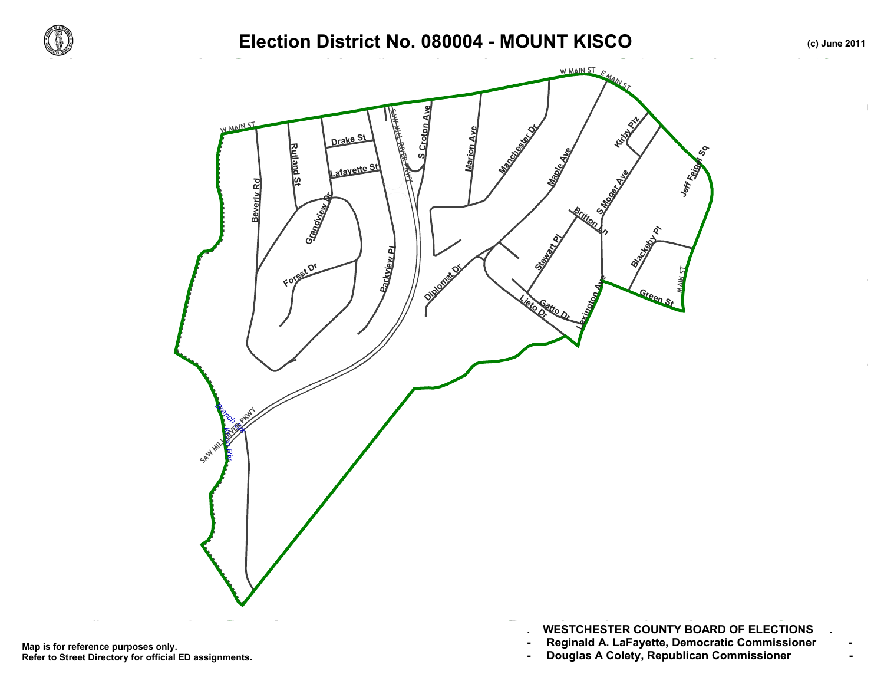# Election District No. 080004 - MOUNT KISCO

(c) June 2011

W MAIN ST
W MAIN ST
E MAIN ST
Beverly Rd
Rutland St
Drake St
Lafayette St
Grandview Dr
Forest Dr
Parkview Pl
SAW MILL RIVER PKWY
S Croton Ave
Marion Ave
Manchester Dr
Maple Ave
Kirby Plz
Jeff Feigel Sq
S Moger Ave
Britton Ln
Stewart Pl
Blackeby Pl
MAIN ST
Green St
Lexington Ave
Gatto Dr
Lieto Dr
Diplomat Dr
Branch of Kisco Riv
SAW MILL RIVER PKWY

Map is for reference purposes only.
Refer to Street Directory for official ED assignments.

**WESTCHESTER COUNTY BOARD OF ELECTIONS**

- **Reginald A. LaFayette, Democratic Commissioner**
- **Douglas A Colety, Republican Commissioner**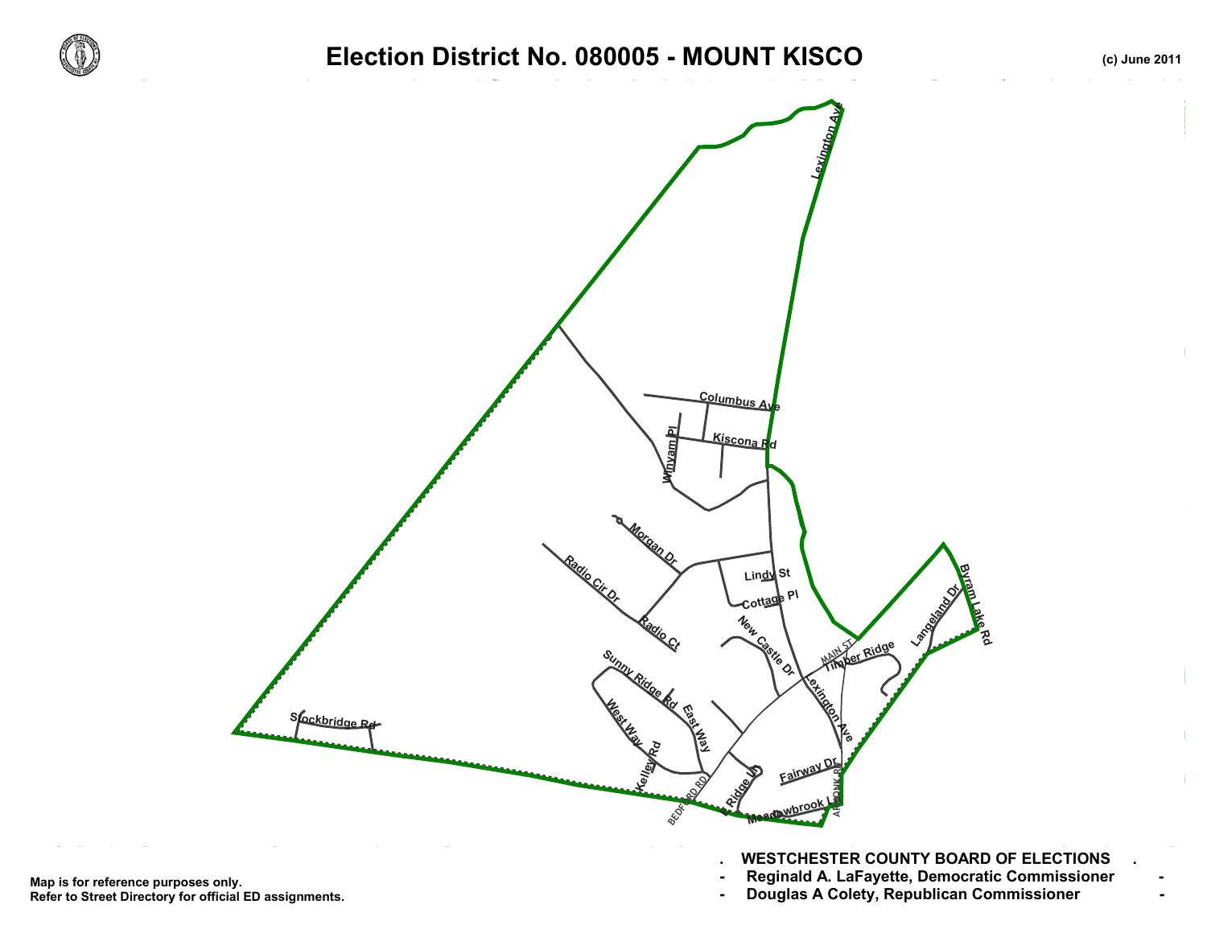# Election District No. 080005 - MOUNT KISCO

(c) June 2011

Lexington Ave

Columbus Ave

Kiscona Rd

Winyam Pl

Morgan Dr

Radio Cir Dr

Radio Ct

Lindy St

Cottage Pl

New Castle Dr

MAIN ST

Timber Ridge

Langeland Dr

Byram Lake Rd

Sunny Ridge Rd

East Way

West Way

Kelley Rd

Stockbridge Rd

Lexington Ave

Fairway Dr

E Ridge Ln

BEDFORD RD

ARMONK RD

Meadowbrook Ln

Map is for reference purposes only.
Refer to Street Directory for official ED assignments.

**WESTCHESTER COUNTY BOARD OF ELECTIONS**

- **Reginald A. LaFayette, Democratic Commissioner**
- **Douglas A Colety, Republican Commissioner**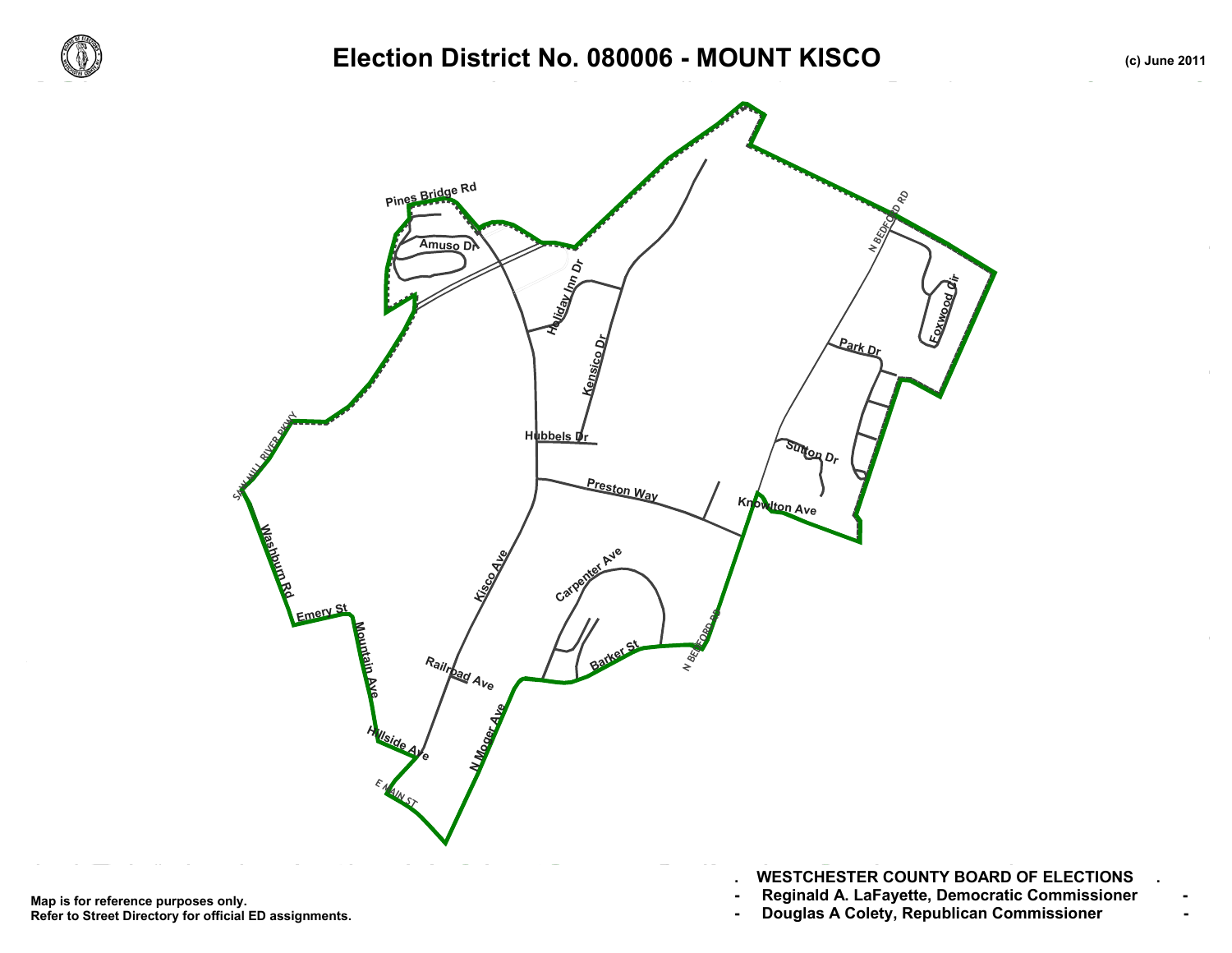# Election District No. 080006 - MOUNT KISCO

(c) June 2011

Pines Bridge Rd

Amuso Dr

Holiday Inn Dr

Kensico Dr

N BEDFORD RD

Foxwood Cir

Park Dr

Hubbels Dr

Sutton Dr

SAW MILL RIVER PKWY

Preston Way

Knowlton Ave

Washburn Rd

Kisco Ave

Carpenter Ave

Emery St

Mountain Ave

Barker St

N BEDFORD RD

Railroad Ave

N Moger Ave

Hillside Ave

E MAIN ST

Map is for reference purposes only.
Refer to Street Directory for official ED assignments.

**WESTCHESTER COUNTY BOARD OF ELECTIONS**

**Reginald A. LaFayette, Democratic Commissioner**

**Douglas A Colety, Republican Commissioner**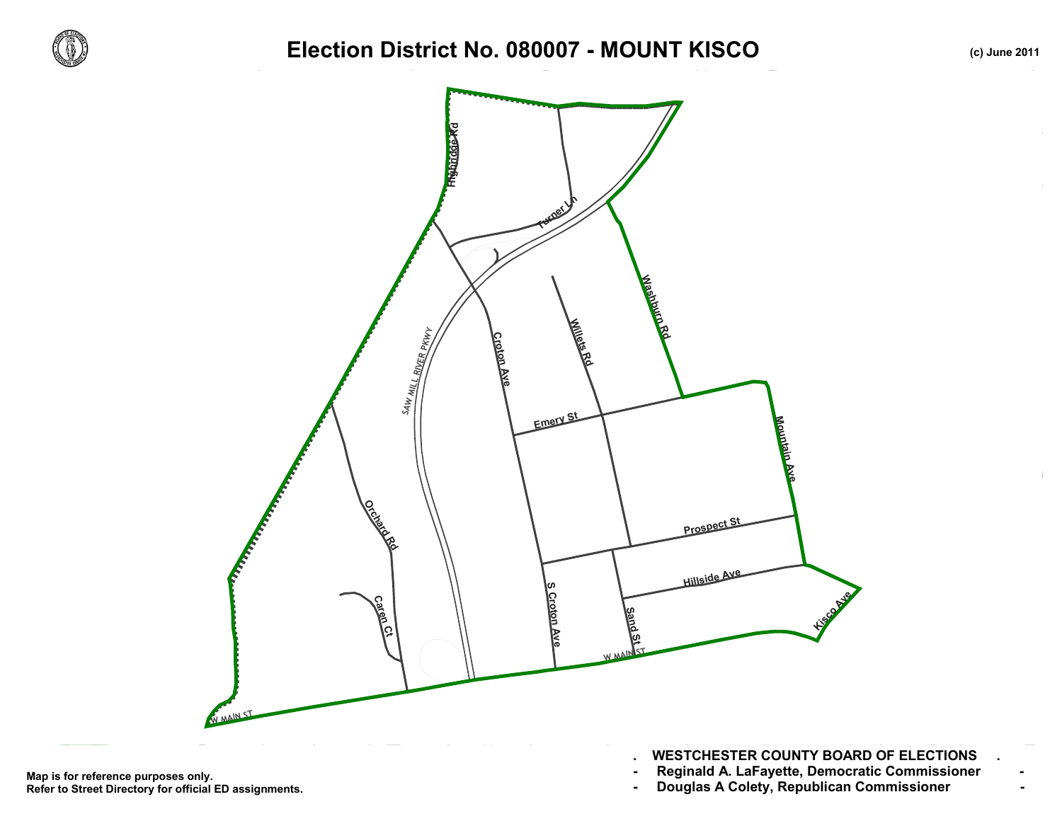# Election District No. 080007 - MOUNT KISCO

(c) June 2011

Highridge Rd
Turner Ln
Washburn Rd
Willets Rd
Croton Ave
SAW MILL RIVER PKWY
Emery St
Mountain Ave
Orchard Rd
Prospect St
Hillside Ave
Caren Ct
S Croton Ave
Sand St
Kisco Ave
W MAIN ST
W MAIN ST

Map is for reference purposes only.
Refer to Street Directory for official ED assignments.

**WESTCHESTER COUNTY BOARD OF ELECTIONS**

**Reginald A. LaFayette, Democratic Commissioner**

**Douglas A Colety, Republican Commissioner**